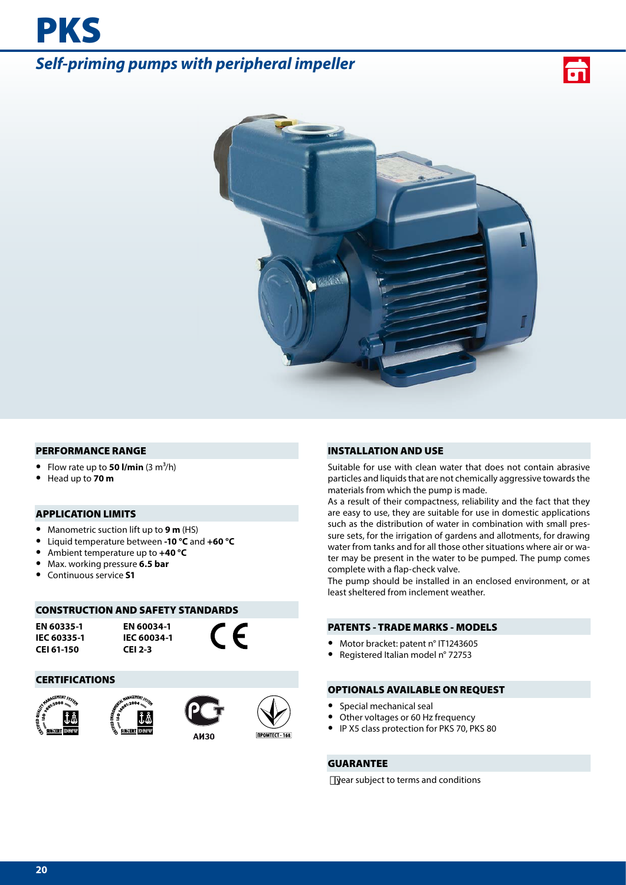# PKS

## *Self-priming pumps with peripheral impeller*

### PERFORMANCE RANGE

- Flow rate up to **50 l/min** (3 $m^3$/h)
- Head up to **70 m**

### APPLICATION LIMITS

- Manometric suction lift up to **9 m** (HS)
- Liquid temperature between **-10 °C** and **+60 °C**
- Ambient temperature up to **+40 °C**
- Max. working pressure **6.5 bar**
- Continuous service **S1**

### CONSTRUCTION AND SAFETY STANDARDS

**EN 60335-1**
**IEC 60335-1**
**CEI 61-150**

**EN 60034-1**
**IEC 60034-1**
**CEI 2-3**

CE

### CERTIFICATIONS

АИ30

ПРОМТЕСТ - 168

### INSTALLATION AND USE

Suitable for use with clean water that does not contain abrasive particles and liquids that are not chemically aggressive towards the materials from which the pump is made.

As a result of their compactness, reliability and the fact that they are easy to use, they are suitable for use in domestic applications such as the distribution of water in combination with small pressure sets, for the irrigation of gardens and allotments, for drawing water from tanks and for all those other situations where air or water may be present in the water to be pumped. The pump comes complete with a flap-check valve.

The pump should be installed in an enclosed environment, or at least sheltered from inclement weather.

### PATENTS - TRADE MARKS - MODELS

- Motor bracket: patent n° IT1243605
- Registered Italian model n° 72753

### OPTIONALS AVAILABLE ON REQUEST

- Special mechanical seal
- Other voltages or 60 Hz frequency
- IP X5 class protection for PKS 70, PKS 80

### GUARANTEE

year subject to terms and conditions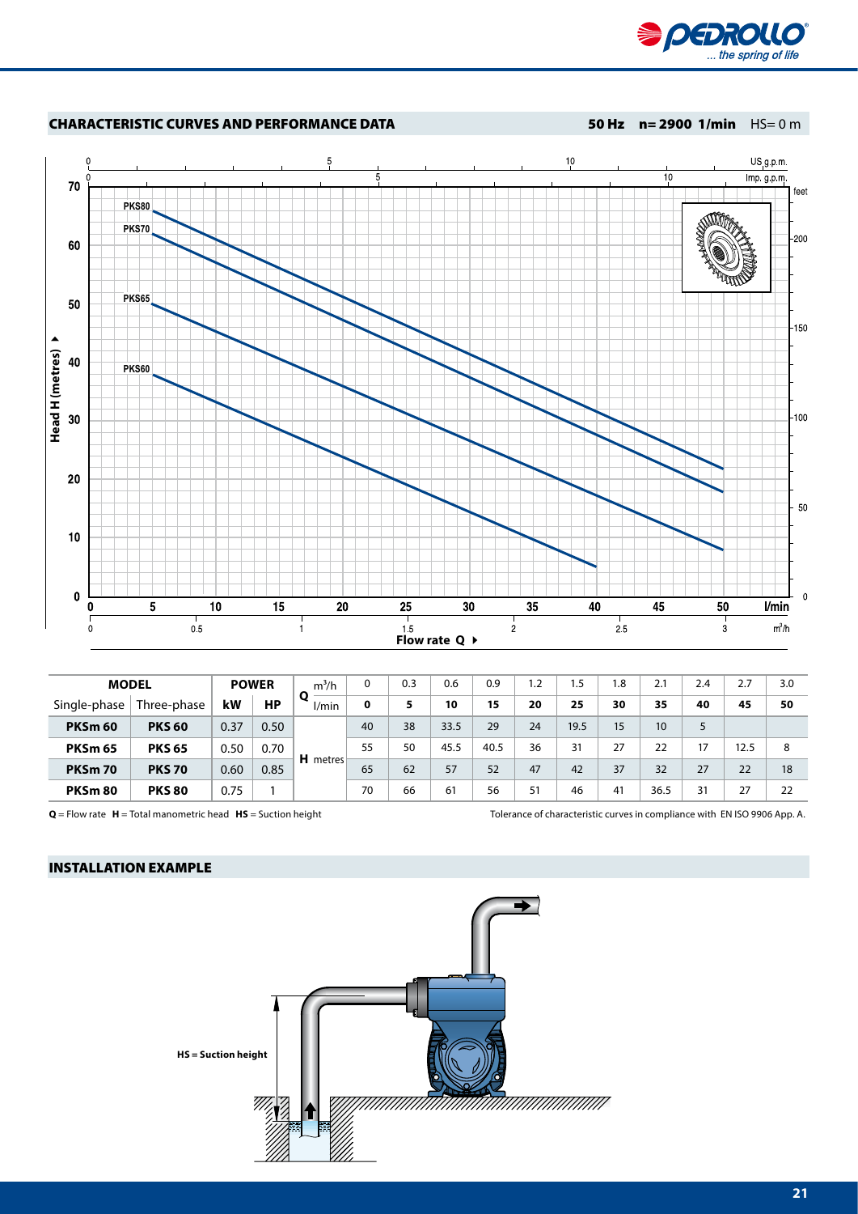## CHARACTERISTIC CURVES AND PERFORMANCE DATA

**50 Hz n= 2900 1/min** HS= 0 m

| MODEL | | POWER | | Q | m³/h | 0 | 0.3 | 0.6 | 0.9 | 1.2 | 1.5 | 1.8 | 2.1 | 2.4 | 2.7 | 3.0 |
|---|---|---|---|---|---|---|---|---|---|---|---|---|---|---|---|---|
| Single-phase | Three-phase | kW | HP | | l/min | **0** | **5** | **10** | **15** | **20** | **25** | **30** | **35** | **40** | **45** | **50** |
| **PKSm 60** | **PKS 60** | 0.37 | 0.50 | H | metres | 40 | 38 | 33.5 | 29 | 24 | 19.5 | 15 | 10 | 5 | | |
| **PKSm 65** | **PKS 65** | 0.50 | 0.70 | | | 55 | 50 | 45.5 | 40.5 | 36 | 31 | 27 | 22 | 17 | 12.5 | 8 |
| **PKSm 70** | **PKS 70** | 0.60 | 0.85 | | | 65 | 62 | 57 | 52 | 47 | 42 | 37 | 32 | 27 | 22 | 18 |
| **PKSm 80** | **PKS 80** | 0.75 | 1 | | | 70 | 66 | 61 | 56 | 51 | 46 | 41 | 36.5 | 31 | 27 | 22 |

**Q** = Flow rate **H** = Total manometric head **HS** = Suction height

Tolerance of characteristic curves in compliance with EN ISO 9906 App. A.

## INSTALLATION EXAMPLE

**HS = Suction height**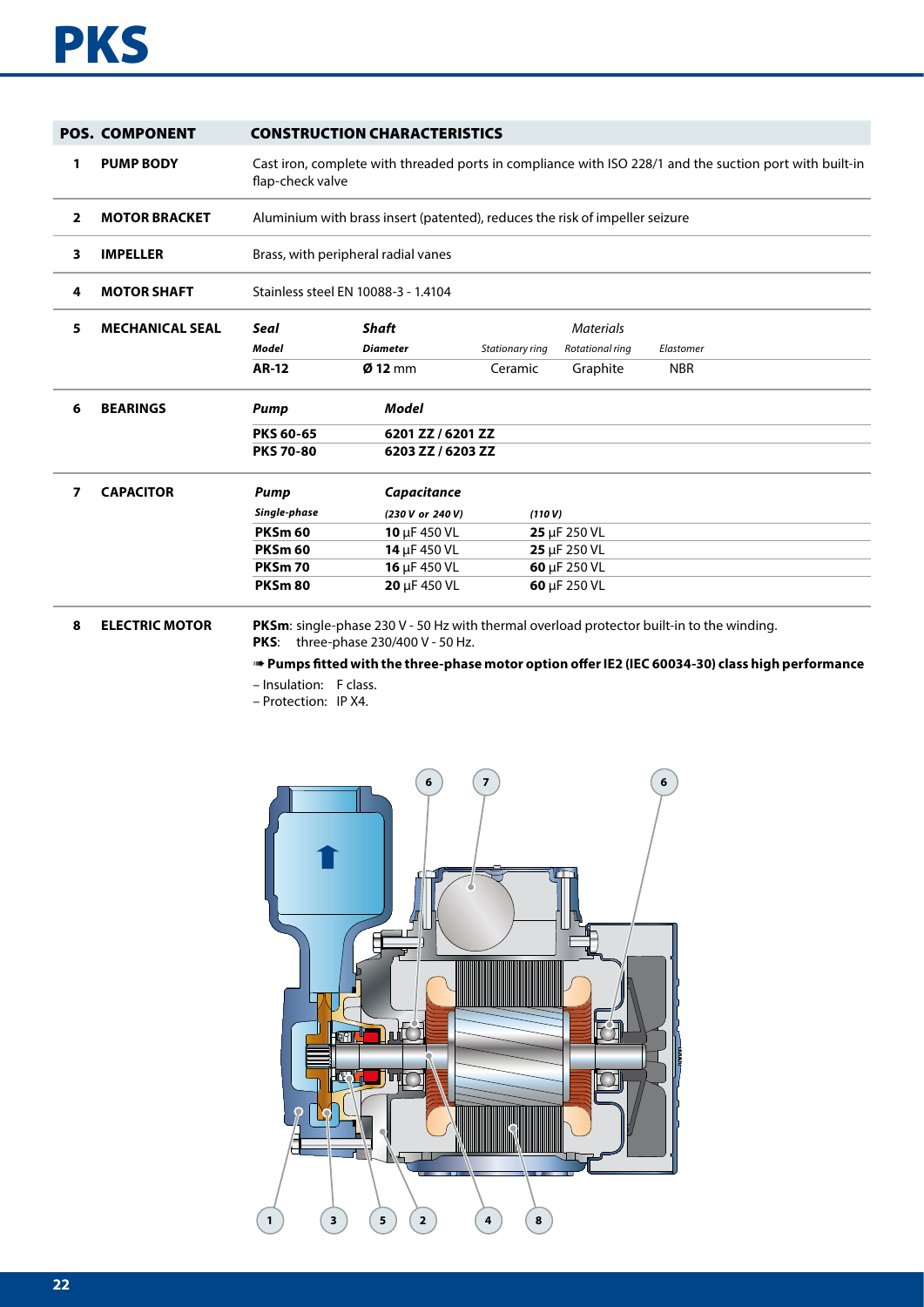# PKS

| POS. | COMPONENT | CONSTRUCTION CHARACTERISTICS |
|---|---|---|
| 1 | PUMP BODY | Cast iron, complete with threaded ports in compliance with ISO 228/1 and the suction port with built-in flap-check valve |
| 2 | MOTOR BRACKET | Aluminium with brass insert (patented), reduces the risk of impeller seizure |
| 3 | IMPELLER | Brass, with peripheral radial vanes |
| 4 | MOTOR SHAFT | Stainless steel EN 10088-3 - 1.4104 |

**5 MECHANICAL SEAL**

| *Seal* | *Shaft* | *Materials* | | |
|---|---|---|---|---|
| *Model* | *Diameter* | *Stationary ring* | *Rotational ring* | *Elastomer* |
| **AR-12** | **Ø 12** mm | Ceramic | Graphite | NBR |

**6 BEARINGS**

| *Pump* | *Model* |
|---|---|
| **PKS 60-65** | **6201 ZZ / 6201 ZZ** |
| **PKS 70-80** | **6203 ZZ / 6203 ZZ** |

**7 CAPACITOR**

| *Pump* | *Capacitance* | |
|---|---|---|
| *Single-phase* | *(230 V or 240 V)* | *(110 V)* |
| **PKSm 60** | **10** μF 450 VL | **25** μF 250 VL |
| **PKSm 60** | **14** μF 450 VL | **25** μF 250 VL |
| **PKSm 70** | **16** μF 450 VL | **60** μF 250 VL |
| **PKSm 80** | **20** μF 450 VL | **60** μF 250 VL |

**8 ELECTRIC MOTOR**

**PKSm**: single-phase 230 V - 50 Hz with thermal overload protector built-in to the winding.
**PKS**: three-phase 230/400 V - 50 Hz.

➠ **Pumps fitted with the three-phase motor option offer IE2 (IEC 60034-30) class high performance**

– Insulation: F class.
– Protection: IP X4.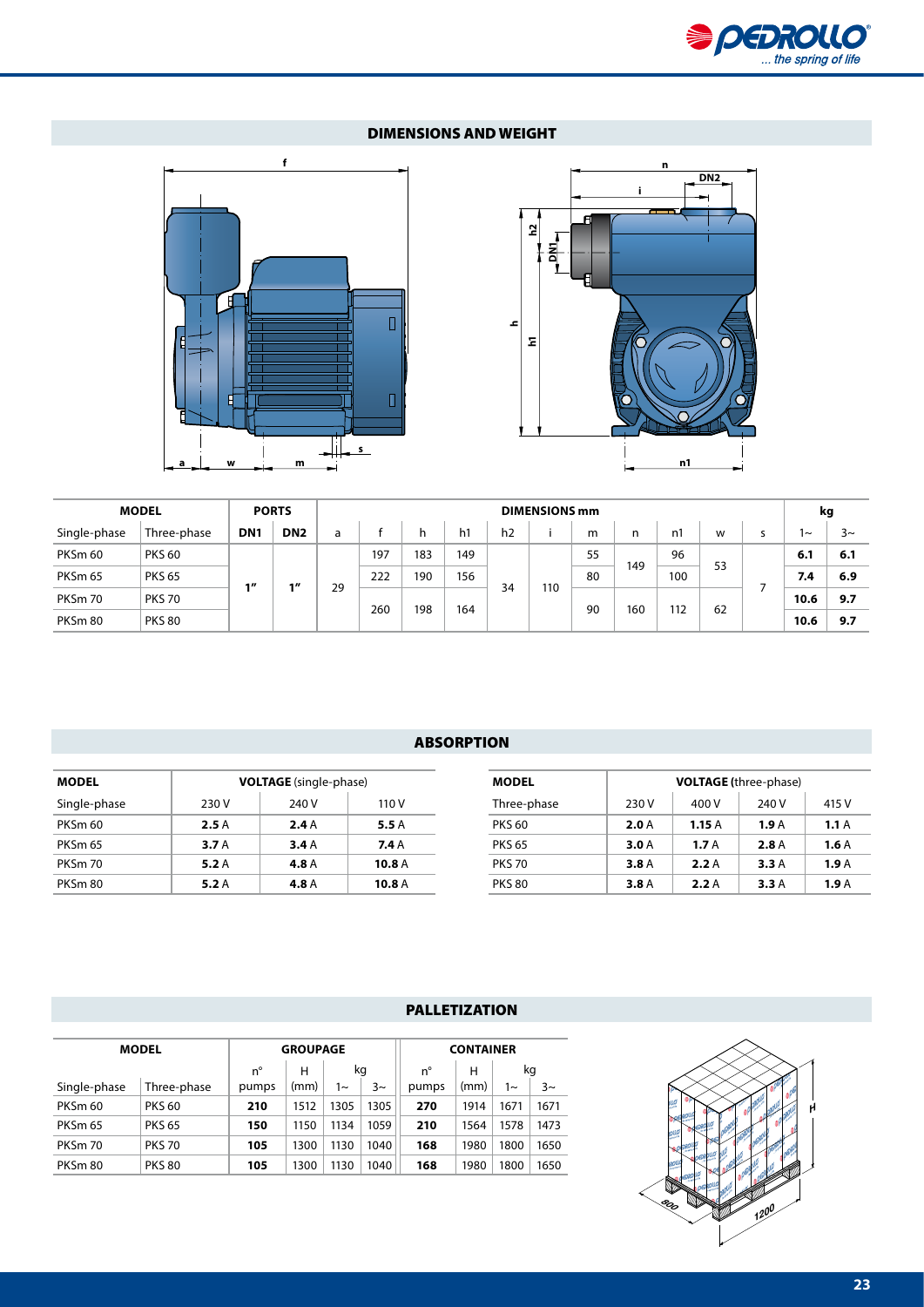## DIMENSIONS AND WEIGHT

| MODEL | | PORTS | | DIMENSIONS mm | | | | | | | | | | | kg | |
|---|---|---|---|---|---|---|---|---|---|---|---|---|---|---|---|---|
| Single-phase | Three-phase | DN1 | DN2 | a | f | h | h1 | h2 | i | m | n | n1 | w | s | 1~ | 3~ |
| PKSm 60 | PKS 60 | 1" | 1" | 29 | 197 | 183 | 149 | 34 | 110 | 55 | 149 | 96 | 53 | 7 | **6.1** | **6.1** |
| PKSm 65 | PKS 65 | | | | 222 | 190 | 156 | | | 80 | | 100 | | | **7.4** | **6.9** |
| PKSm 70 | PKS 70 | | | | 260 | 198 | 164 | | | 90 | 160 | 112 | 62 | | **10.6** | **9.7** |
| PKSm 80 | PKS 80 | | | | | | | | | | | | | | **10.6** | **9.7** |

## ABSORPTION

| MODEL | VOLTAGE (single-phase) | | |
|---|---|---|---|
| Single-phase | 230 V | 240 V | 110 V |
| PKSm 60 | **2.5** A | **2.4** A | **5.5** A |
| PKSm 65 | **3.7** A | **3.4** A | **7.4** A |
| PKSm 70 | **5.2** A | **4.8** A | **10.8** A |
| PKSm 80 | **5.2** A | **4.8** A | **10.8** A |

| MODEL | VOLTAGE (three-phase) | | | |
|---|---|---|---|---|
| Three-phase | 230 V | 400 V | 240 V | 415 V |
| PKS 60 | **2.0** A | **1.15** A | **1.9** A | **1.1** A |
| PKS 65 | **3.0** A | **1.7** A | **2.8** A | **1.6** A |
| PKS 70 | **3.8** A | **2.2** A | **3.3** A | **1.9** A |
| PKS 80 | **3.8** A | **2.2** A | **3.3** A | **1.9** A |

## PALLETIZATION

| MODEL | | GROUPAGE | | | | CONTAINER | | | |
|---|---|---|---|---|---|---|---|---|---|
| | | n° | H | kg | | n° | H | kg | |
| Single-phase | Three-phase | pumps | (mm) | 1~ | 3~ | pumps | (mm) | 1~ | 3~ |
| PKSm 60 | PKS 60 | **210** | 1512 | 1305 | 1305 | **270** | 1914 | 1671 | 1671 |
| PKSm 65 | PKS 65 | **150** | 1150 | 1134 | 1059 | **210** | 1564 | 1578 | 1473 |
| PKSm 70 | PKS 70 | **105** | 1300 | 1130 | 1040 | **168** | 1980 | 1800 | 1650 |
| PKSm 80 | PKS 80 | **105** | 1300 | 1130 | 1040 | **168** | 1980 | 1800 | 1650 |